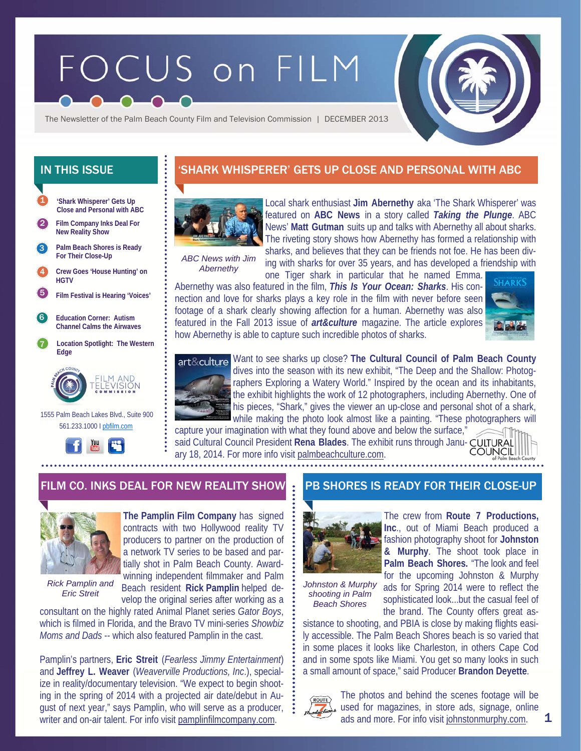# FOCUS on FILM

The Newsletter of the Palm Beach County Film and Television Commission | DECEMBER 2013

## IN THIS ISSUE

1. 'Shark Whisperer' Gets Up Close and Personal with ABC
2. Film Company Inks Deal For New Reality Show
3. Palm Beach Shores is Ready For Their Close-Up
4. Crew Goes 'House Hunting' on HGTV
5. Film Festival is Hearing 'Voices'
6. Education Corner: Autism Channel Calms the Airwaves
7. Location Spotlight: The Western Edge

FILM AND TELEVISION COMMISSION

1555 Palm Beach Lakes Blvd., Suite 900
561.233.1000 I pbfilm.com

## 'SHARK WHISPERER' GETS UP CLOSE AND PERSONAL WITH ABC

ABC News with Jim Abernethy

Local shark enthusiast **Jim Abernethy** aka 'The Shark Whisperer' was featured on **ABC News** in a story called ***Taking the Plunge***. ABC News' **Matt Gutman** suits up and talks with Abernethy all about sharks. The riveting story shows how Abernethy has formed a relationship with sharks, and believes that they can be friends not foe. He has been diving with sharks for over 35 years, and has developed a friendship with one Tiger shark in particular that he named Emma. Abernethy was also featured in the film, ***This Is Your Ocean: Sharks***. His connection and love for sharks plays a key role in the film with never before seen footage of a shark clearly showing affection for a human. Abernethy was also featured in the Fall 2013 issue of ***art&culture*** magazine. The article explores how Abernethy is able to capture such incredible photos of sharks.

Want to see sharks up close? **The Cultural Council of Palm Beach County** dives into the season with its new exhibit, "The Deep and the Shallow: Photographers Exploring a Watery World." Inspired by the ocean and its inhabitants, the exhibit highlights the work of 12 photographers, including Abernethy. One of his pieces, "Shark," gives the viewer an up-close and personal shot of a shark, while making the photo look almost like a painting. "These photographers will capture your imagination with what they found above and below the surface," said Cultural Council President **Rena Blades**. The exhibit runs through January 18, 2014. For more info visit palmbeachculture.com.

## FILM CO. INKS DEAL FOR NEW REALITY SHOW

Rick Pamplin and Eric Streit

**The Pamplin Film Company** has signed contracts with two Hollywood reality TV producers to partner on the production of a network TV series to be based and partially shot in Palm Beach County. Award-winning independent filmmaker and Palm Beach resident **Rick Pamplin** helped develop the original series after working as a consultant on the highly rated Animal Planet series *Gator Boys*, which is filmed in Florida, and the Bravo TV mini-series *Showbiz Moms and Dads* -- which also featured Pamplin in the cast.

Pamplin's partners, **Eric Streit** (*Fearless Jimmy Entertainment*) and **Jeffrey L. Weaver** (*Weaverville Productions, Inc.*), specialize in reality/documentary television. "We expect to begin shooting in the spring of 2014 with a projected air date/debut in August of next year," says Pamplin, who will serve as a producer, writer and on-air talent. For info visit pamplinfilmcompany.com.

## PB SHORES IS READY FOR THEIR CLOSE-UP

Johnston & Murphy shooting in Palm Beach Shores

The crew from **Route 7 Productions, Inc.**, out of Miami Beach produced a fashion photography shoot for **Johnston & Murphy**. The shoot took place in **Palm Beach Shores.** "The look and feel for the upcoming Johnston & Murphy ads for Spring 2014 were to reflect the sophisticated look...but the casual feel of the brand. The County offers great assistance to shooting, and PBIA is close by making flights easily accessible. The Palm Beach Shores beach is so varied that in some places it looks like Charleston, in others Cape Cod and in some spots like Miami. You get so many looks in such a small amount of space," said Producer **Brandon Deyette**.

The photos and behind the scenes footage will be used for magazines, in store ads, signage, online ads and more. For info visit johnstonmurphy.com.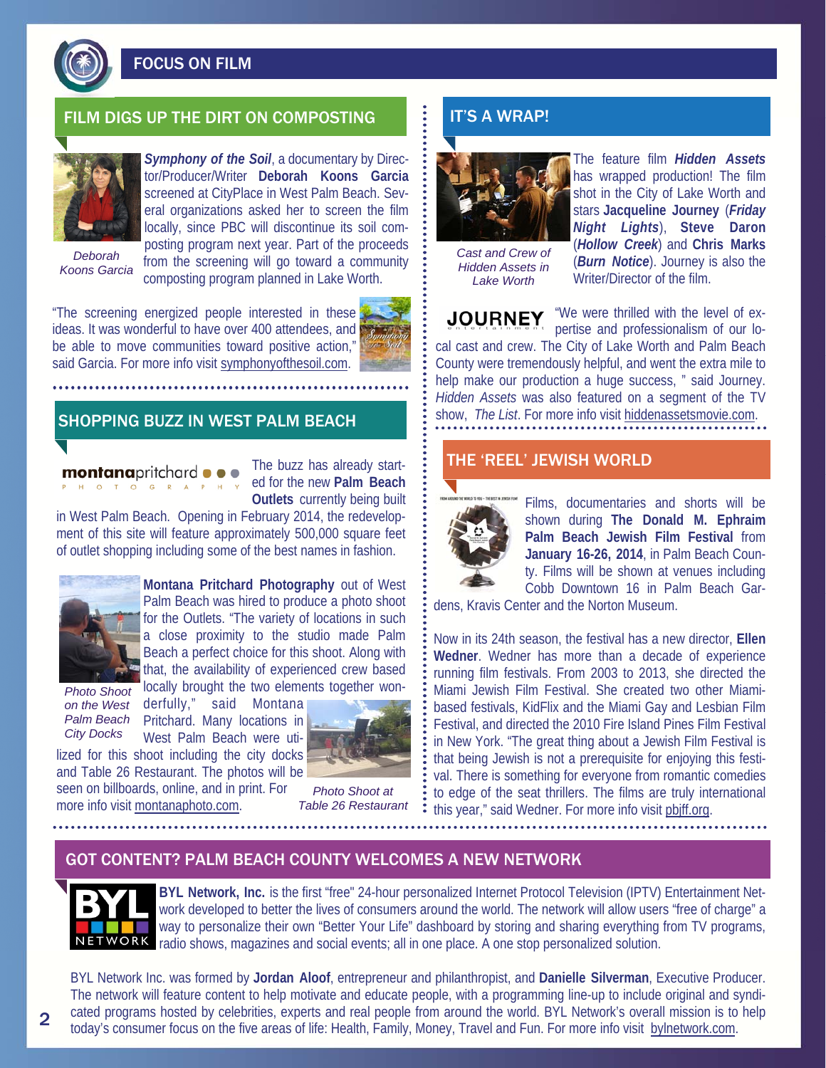# FOCUS ON FILM

## FILM DIGS UP THE DIRT ON COMPOSTING

*Deborah Koons Garcia*

***Symphony of the Soil***, a documentary by Director/Producer/Writer **Deborah Koons Garcia** screened at CityPlace in West Palm Beach. Several organizations asked her to screen the film locally, since PBC will discontinue its soil composting program next year. Part of the proceeds from the screening will go toward a community composting program planned in Lake Worth.

"The screening energized people interested in these ideas. It was wonderful to have over 400 attendees, and be able to move communities toward positive action," said Garcia. For more info visit symphonyofthesoil.com.

## SHOPPING BUZZ IN WEST PALM BEACH

The buzz has already started for the new **Palm Beach Outlets** currently being built in West Palm Beach. Opening in February 2014, the redevelopment of this site will feature approximately 500,000 square feet of outlet shopping including some of the best names in fashion.

*Photo Shoot on the West Palm Beach City Docks*

**Montana Pritchard Photography** out of West Palm Beach was hired to produce a photo shoot for the Outlets. "The variety of locations in such a close proximity to the studio made Palm Beach a perfect choice for this shoot. Along with that, the availability of experienced crew based locally brought the two elements together wonderfully," said Montana Pritchard. Many locations in West Palm Beach were utilized for this shoot including the city docks and Table 26 Restaurant. The photos will be seen on billboards, online, and in print. For more info visit montanaphoto.com.

*Photo Shoot at Table 26 Restaurant*

## IT'S A WRAP!

*Cast and Crew of Hidden Assets in Lake Worth*

The feature film ***Hidden Assets*** has wrapped production! The film shot in the City of Lake Worth and stars **Jacqueline Journey** (***Friday Night Lights***), **Steve Daron** (***Hollow Creek***) and **Chris Marks** (***Burn Notice***). Journey is also the Writer/Director of the film.

"We were thrilled with the level of expertise and professionalism of our local cast and crew. The City of Lake Worth and Palm Beach County were tremendously helpful, and went the extra mile to help make our production a huge success, " said Journey. *Hidden Assets* was also featured on a segment of the TV show, *The List*. For more info visit hiddenassetsmovie.com.

## THE 'REEL' JEWISH WORLD

Films, documentaries and shorts will be shown during **The Donald M. Ephraim Palm Beach Jewish Film Festival** from **January 16-26, 2014**, in Palm Beach County. Films will be shown at venues including Cobb Downtown 16 in Palm Beach Gardens, Kravis Center and the Norton Museum.

Now in its 24th season, the festival has a new director, **Ellen Wedner**. Wedner has more than a decade of experience running film festivals. From 2003 to 2013, she directed the Miami Jewish Film Festival. She created two other Miami-based festivals, KidFlix and the Miami Gay and Lesbian Film Festival, and directed the 2010 Fire Island Pines Film Festival in New York. "The great thing about a Jewish Film Festival is that being Jewish is not a prerequisite for enjoying this festival. There is something for everyone from romantic comedies to edge of the seat thrillers. The films are truly international this year," said Wedner. For more info visit pbjff.org.

## GOT CONTENT? PALM BEACH COUNTY WELCOMES A NEW NETWORK

**BYL Network, Inc.** is the first "free" 24-hour personalized Internet Protocol Television (IPTV) Entertainment Network developed to better the lives of consumers around the world. The network will allow users "free of charge" a way to personalize their own "Better Your Life" dashboard by storing and sharing everything from TV programs, radio shows, magazines and social events; all in one place. A one stop personalized solution.

BYL Network Inc. was formed by **Jordan Aloof**, entrepreneur and philanthropist, and **Danielle Silverman**, Executive Producer. The network will feature content to help motivate and educate people, with a programming line-up to include original and syndicated programs hosted by celebrities, experts and real people from around the world. BYL Network's overall mission is to help today's consumer focus on the five areas of life: Health, Family, Money, Travel and Fun. For more info visit bylnetwork.com.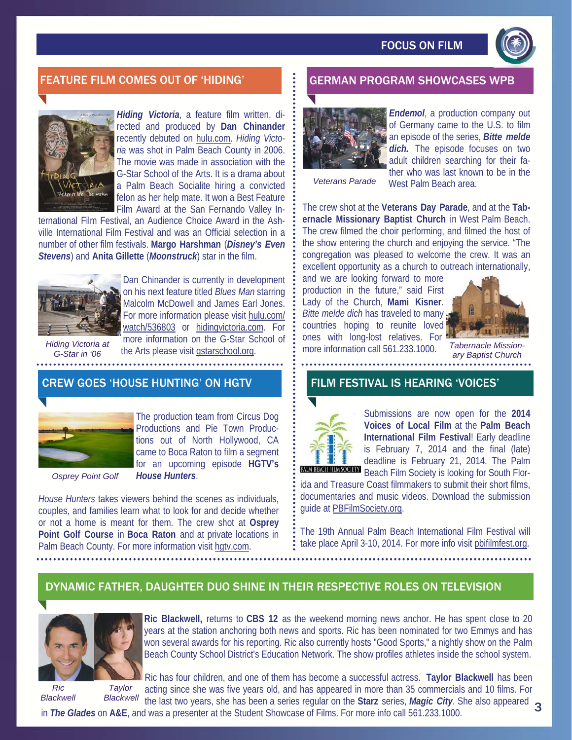# FOCUS ON FILM

## FEATURE FILM COMES OUT OF 'HIDING'

***Hiding Victoria***, a feature film written, directed and produced by **Dan Chinander** recently debuted on hulu.com. *Hiding Victoria* was shot in Palm Beach County in 2006. The movie was made in association with the G-Star School of the Arts. It is a drama about a Palm Beach Socialite hiring a convicted felon as her help mate. It won a Best Feature Film Award at the San Fernando Valley International Film Festival, an Audience Choice Award in the Ashville International Film Festival and was an Official selection in a number of other film festivals. **Margo Harshman** (***Disney's Even Stevens***) and **Anita Gillette** (***Moonstruck***) star in the film.

Dan Chinander is currently in development on his next feature titled *Blues Man* starring Malcolm McDowell and James Earl Jones. For more information please visit hulu.com/watch/536803 or hidingvictoria.com. For more information on the G-Star School of the Arts please visit gstarschool.org.

*Hiding Victoria at G-Star in '06*

## GERMAN PROGRAM SHOWCASES WPB

***Endemol***, a production company out of Germany came to the U.S. to film an episode of the series, ***Bitte melde dich.*** The episode focuses on two adult children searching for their father who was last known to be in the West Palm Beach area.

*Veterans Parade*

The crew shot at the **Veterans Day Parade**, and at the **Tabernacle Missionary Baptist Church** in West Palm Beach. The crew filmed the choir performing, and filmed the host of the show entering the church and enjoying the service. "The congregation was pleased to welcome the crew. It was an excellent opportunity as a church to outreach internationally, and we are looking forward to more production in the future," said First Lady of the Church, **Mami Kisner**. *Bitte melde dich* has traveled to many countries hoping to reunite loved ones with long-lost relatives. For more information call 561.233.1000.

*Tabernacle Missionary Baptist Church*

## CREW GOES 'HOUSE HUNTING' ON HGTV

The production team from Circus Dog Productions and Pie Town Productions out of North Hollywood, CA came to Boca Raton to film a segment for an upcoming episode **HGTV's *House Hunters***.

*Osprey Point Golf*

*House Hunters* takes viewers behind the scenes as individuals, couples, and families learn what to look for and decide whether or not a home is meant for them. The crew shot at **Osprey Point Golf Course** in **Boca Raton** and at private locations in Palm Beach County. For more information visit hgtv.com.

## FILM FESTIVAL IS HEARING 'VOICES'

Submissions are now open for the **2014 Voices of Local Film** at the **Palm Beach International Film Festival**! Early deadline is February 7, 2014 and the final (late) deadline is February 21, 2014. The Palm Beach Film Society is looking for South Florida and Treasure Coast filmmakers to submit their short films, documentaries and music videos. Download the submission guide at PBFilmSociety.org.

The 19th Annual Palm Beach International Film Festival will take place April 3-10, 2014. For more info visit pbifilmfest.org.

## DYNAMIC FATHER, DAUGHTER DUO SHINE IN THEIR RESPECTIVE ROLES ON TELEVISION

*Ric Blackwell* *Taylor Blackwell*

**Ric Blackwell,** returns to **CBS 12** as the weekend morning news anchor. He has spent close to 20 years at the station anchoring both news and sports. Ric has been nominated for two Emmys and has won several awards for his reporting. Ric also currently hosts "Good Sports," a nightly show on the Palm Beach County School District's Education Network. The show profiles athletes inside the school system.

Ric has four children, and one of them has become a successful actress. **Taylor Blackwell** has been acting since she was five years old, and has appeared in more than 35 commercials and 10 films. For the last two years, she has been a series regular on the **Starz** series, ***Magic City***. She also appeared in ***The Glades*** on **A&E**, and was a presenter at the Student Showcase of Films. For more info call 561.233.1000.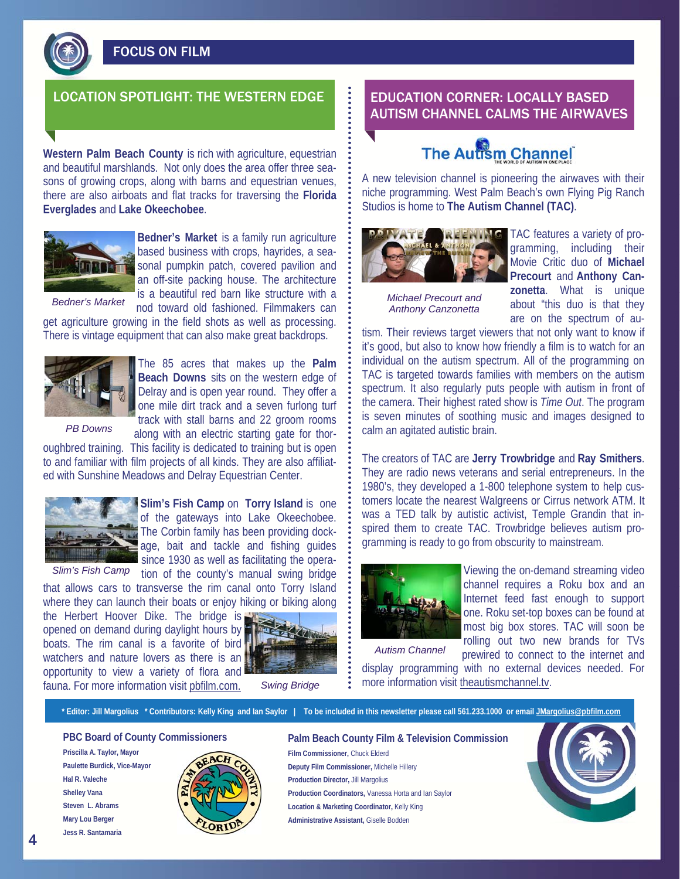# FOCUS ON FILM

## LOCATION SPOTLIGHT: THE WESTERN EDGE

**Western Palm Beach County** is rich with agriculture, equestrian and beautiful marshlands. Not only does the area offer three seasons of growing crops, along with barns and equestrian venues, there are also airboats and flat tracks for traversing the **Florida Everglades** and **Lake Okeechobee**.

**Bedner's Market** is a family run agriculture based business with crops, hayrides, a seasonal pumpkin patch, covered pavilion and an off-site packing house. The architecture is a beautiful red barn like structure with a nod toward old fashioned. Filmmakers can get agriculture growing in the field shots as well as processing. There is vintage equipment that can also make great backdrops.

*Bedner's Market*

The 85 acres that makes up the **Palm Beach Downs** sits on the western edge of Delray and is open year round. They offer a one mile dirt track and a seven furlong turf track with stall barns and 22 groom rooms along with an electric starting gate for thoroughbred training. This facility is dedicated to training but is open to and familiar with film projects of all kinds. They are also affiliated with Sunshine Meadows and Delray Equestrian Center.

*PB Downs*

**Slim's Fish Camp** on **Torry Island** is one of the gateways into Lake Okeechobee. The Corbin family has been providing dockage, bait and tackle and fishing guides since 1930 as well as facilitating the operation of the county's manual swing bridge that allows cars to transverse the rim canal onto Torry Island where they can launch their boats or enjoy hiking or biking along the Herbert Hoover Dike. The bridge is opened on demand during daylight hours by boats. The rim canal is a favorite of bird watchers and nature lovers as there is an opportunity to view a variety of flora and fauna. For more information visit pbfilm.com.

*Slim's Fish Camp*

*Swing Bridge*

## EDUCATION CORNER: LOCALLY BASED AUTISM CHANNEL CALMS THE AIRWAVES

A new television channel is pioneering the airwaves with their niche programming. West Palm Beach's own Flying Pig Ranch Studios is home to **The Autism Channel (TAC)**.

TAC features a variety of programming, including their Movie Critic duo of **Michael Precourt** and **Anthony Canzonetta**. What is unique about "this duo is that they are on the spectrum of autism. Their reviews target viewers that not only want to know if it's good, but also to know how friendly a film is to watch for an individual on the autism spectrum. All of the programming on TAC is targeted towards families with members on the autism spectrum. It also regularly puts people with autism in front of the camera. Their highest rated show is *Time Out*. The program is seven minutes of soothing music and images designed to calm an agitated autistic brain.

*Michael Precourt and Anthony Canzonetta*

The creators of TAC are **Jerry Trowbridge** and **Ray Smithers**. They are radio news veterans and serial entrepreneurs. In the 1980's, they developed a 1-800 telephone system to help customers locate the nearest Walgreens or Cirrus network ATM. It was a TED talk by autistic activist, Temple Grandin that inspired them to create TAC. Trowbridge believes autism programming is ready to go from obscurity to mainstream.

Viewing the on-demand streaming video channel requires a Roku box and an Internet feed fast enough to support one. Roku set-top boxes can be found at most big box stores. TAC will soon be rolling out two new brands for TVs prewired to connect to the internet and display programming with no external devices needed. For more information visit theautismchannel.tv.

*Autism Channel*

**\* Editor: Jill Margolius \* Contributors: Kelly King and Ian Saylor | To be included in this newsletter please call 561.233.1000 or email JMargolius@pbfilm.com**

### PBC Board of County Commissioners

**Priscilla A. Taylor, Mayor**
**Paulette Burdick, Vice-Mayor**
**Hal R. Valeche**
**Shelley Vana**
**Steven L. Abrams**
**Mary Lou Berger**
**Jess R. Santamaria**

### Palm Beach County Film & Television Commission

**Film Commissioner,** Chuck Elderd
**Deputy Film Commissioner,** Michelle Hillery
**Production Director,** Jill Margolius
**Production Coordinators,** Vanessa Horta and Ian Saylor
**Location & Marketing Coordinator,** Kelly King
**Administrative Assistant,** Giselle Bodden